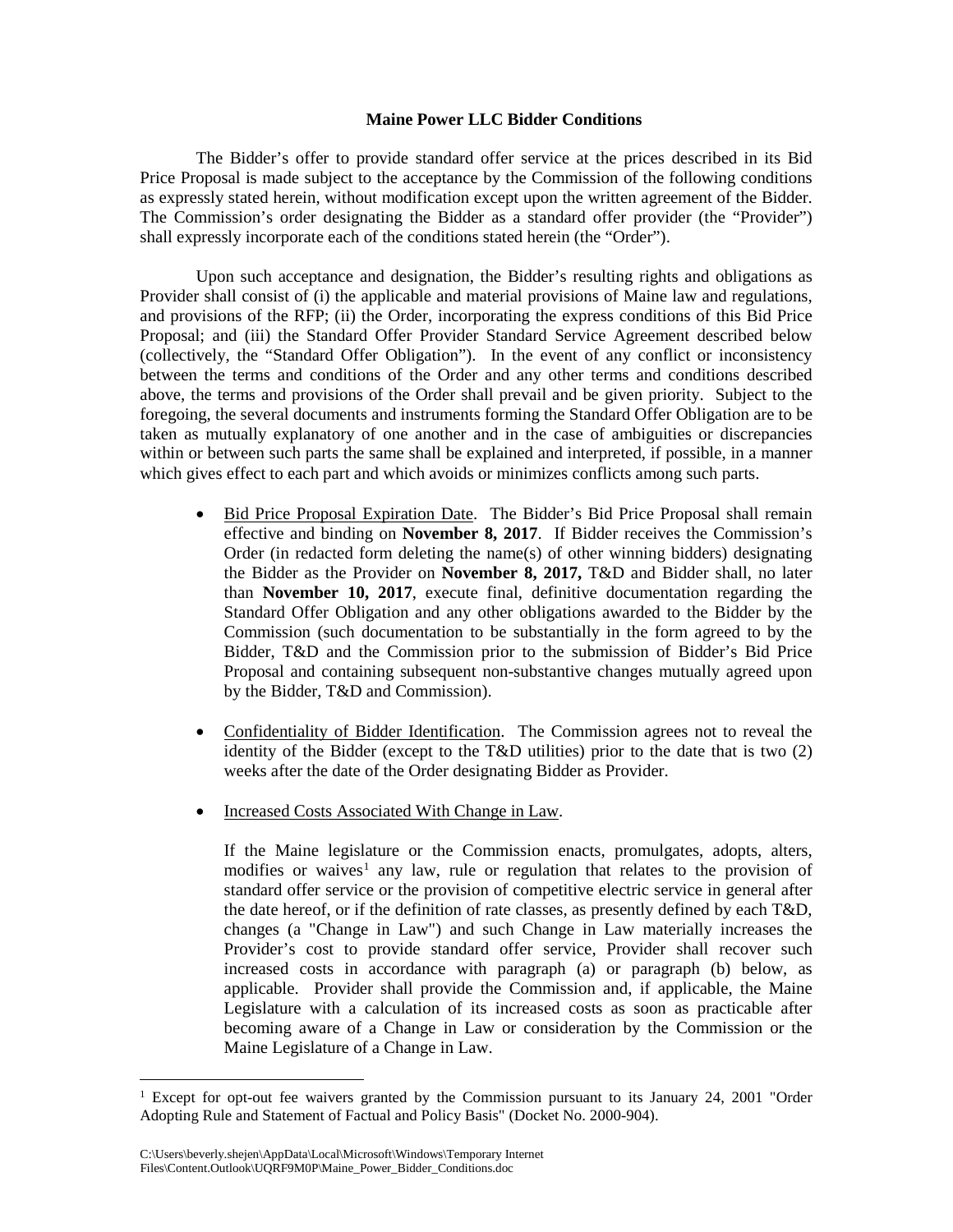**Maine Power LLC Bidder Conditions**

The Bidder's offer to provide standard offer service at the prices described in its Bid Price Proposal is made subject to the acceptance by the Commission of the following conditions as expressly stated herein, without modification except upon the written agreement of the Bidder. The Commission's order designating the Bidder as a standard offer provider (the "Provider") shall expressly incorporate each of the conditions stated herein (the "Order").

Upon such acceptance and designation, the Bidder's resulting rights and obligations as Provider shall consist of (i) the applicable and material provisions of Maine law and regulations, and provisions of the RFP; (ii) the Order, incorporating the express conditions of this Bid Price Proposal; and (iii) the Standard Offer Provider Standard Service Agreement described below (collectively, the "Standard Offer Obligation"). In the event of any conflict or inconsistency between the terms and conditions of the Order and any other terms and conditions described above, the terms and provisions of the Order shall prevail and be given priority. Subject to the foregoing, the several documents and instruments forming the Standard Offer Obligation are to be taken as mutually explanatory of one another and in the case of ambiguities or discrepancies within or between such parts the same shall be explained and interpreted, if possible, in a manner which gives effect to each part and which avoids or minimizes conflicts among such parts.

- Bid Price Proposal Expiration Date. The Bidder's Bid Price Proposal shall remain effective and binding on **November 8, 2017**. If Bidder receives the Commission's Order (in redacted form deleting the name(s) of other winning bidders) designating the Bidder as the Provider on **November 8, 2017,** T&D and Bidder shall, no later than **November 10, 2017**, execute final, definitive documentation regarding the Standard Offer Obligation and any other obligations awarded to the Bidder by the Commission (such documentation to be substantially in the form agreed to by the Bidder, T&D and the Commission prior to the submission of Bidder's Bid Price Proposal and containing subsequent non-substantive changes mutually agreed upon by the Bidder, T&D and Commission).

- Confidentiality of Bidder Identification. The Commission agrees not to reveal the identity of the Bidder (except to the T&D utilities) prior to the date that is two (2) weeks after the date of the Order designating Bidder as Provider.

- Increased Costs Associated With Change in Law.

  If the Maine legislature or the Commission enacts, promulgates, adopts, alters, modifies or waives[1] any law, rule or regulation that relates to the provision of standard offer service or the provision of competitive electric service in general after the date hereof, or if the definition of rate classes, as presently defined by each T&D, changes (a "Change in Law") and such Change in Law materially increases the Provider's cost to provide standard offer service, Provider shall recover such increased costs in accordance with paragraph (a) or paragraph (b) below, as applicable. Provider shall provide the Commission and, if applicable, the Maine Legislature with a calculation of its increased costs as soon as practicable after becoming aware of a Change in Law or consideration by the Commission or the Maine Legislature of a Change in Law.

[1] Except for opt-out fee waivers granted by the Commission pursuant to its January 24, 2001 "Order Adopting Rule and Statement of Factual and Policy Basis" (Docket No. 2000-904).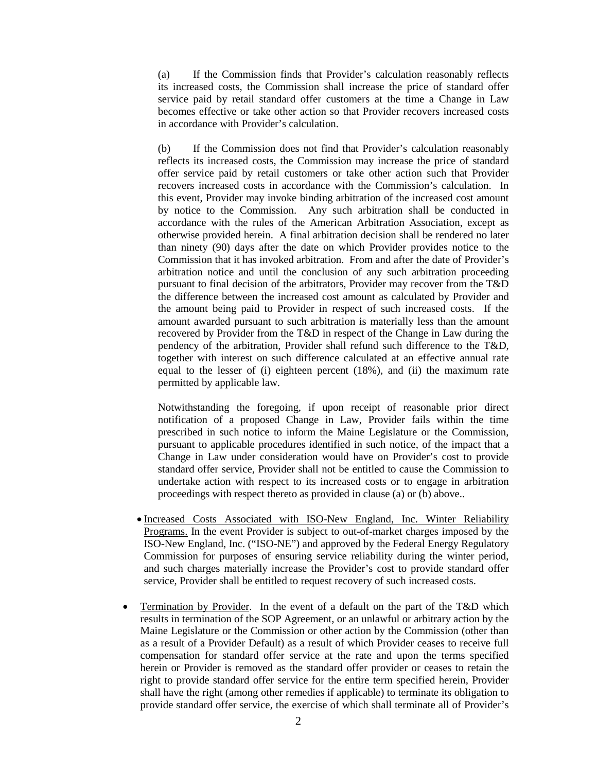(a) If the Commission finds that Provider's calculation reasonably reflects its increased costs, the Commission shall increase the price of standard offer service paid by retail standard offer customers at the time a Change in Law becomes effective or take other action so that Provider recovers increased costs in accordance with Provider's calculation.

(b) If the Commission does not find that Provider's calculation reasonably reflects its increased costs, the Commission may increase the price of standard offer service paid by retail customers or take other action such that Provider recovers increased costs in accordance with the Commission's calculation. In this event, Provider may invoke binding arbitration of the increased cost amount by notice to the Commission. Any such arbitration shall be conducted in accordance with the rules of the American Arbitration Association, except as otherwise provided herein. A final arbitration decision shall be rendered no later than ninety (90) days after the date on which Provider provides notice to the Commission that it has invoked arbitration. From and after the date of Provider's arbitration notice and until the conclusion of any such arbitration proceeding pursuant to final decision of the arbitrators, Provider may recover from the T&D the difference between the increased cost amount as calculated by Provider and the amount being paid to Provider in respect of such increased costs. If the amount awarded pursuant to such arbitration is materially less than the amount recovered by Provider from the T&D in respect of the Change in Law during the pendency of the arbitration, Provider shall refund such difference to the T&D, together with interest on such difference calculated at an effective annual rate equal to the lesser of (i) eighteen percent (18%), and (ii) the maximum rate permitted by applicable law.

Notwithstanding the foregoing, if upon receipt of reasonable prior direct notification of a proposed Change in Law, Provider fails within the time prescribed in such notice to inform the Maine Legislature or the Commission, pursuant to applicable procedures identified in such notice, of the impact that a Change in Law under consideration would have on Provider's cost to provide standard offer service, Provider shall not be entitled to cause the Commission to undertake action with respect to its increased costs or to engage in arbitration proceedings with respect thereto as provided in clause (a) or (b) above..

- Increased Costs Associated with ISO-New England, Inc. Winter Reliability Programs. In the event Provider is subject to out-of-market charges imposed by the ISO-New England, Inc. ("ISO-NE") and approved by the Federal Energy Regulatory Commission for purposes of ensuring service reliability during the winter period, and such charges materially increase the Provider's cost to provide standard offer service, Provider shall be entitled to request recovery of such increased costs.

- Termination by Provider. In the event of a default on the part of the T&D which results in termination of the SOP Agreement, or an unlawful or arbitrary action by the Maine Legislature or the Commission or other action by the Commission (other than as a result of a Provider Default) as a result of which Provider ceases to receive full compensation for standard offer service at the rate and upon the terms specified herein or Provider is removed as the standard offer provider or ceases to retain the right to provide standard offer service for the entire term specified herein, Provider shall have the right (among other remedies if applicable) to terminate its obligation to provide standard offer service, the exercise of which shall terminate all of Provider's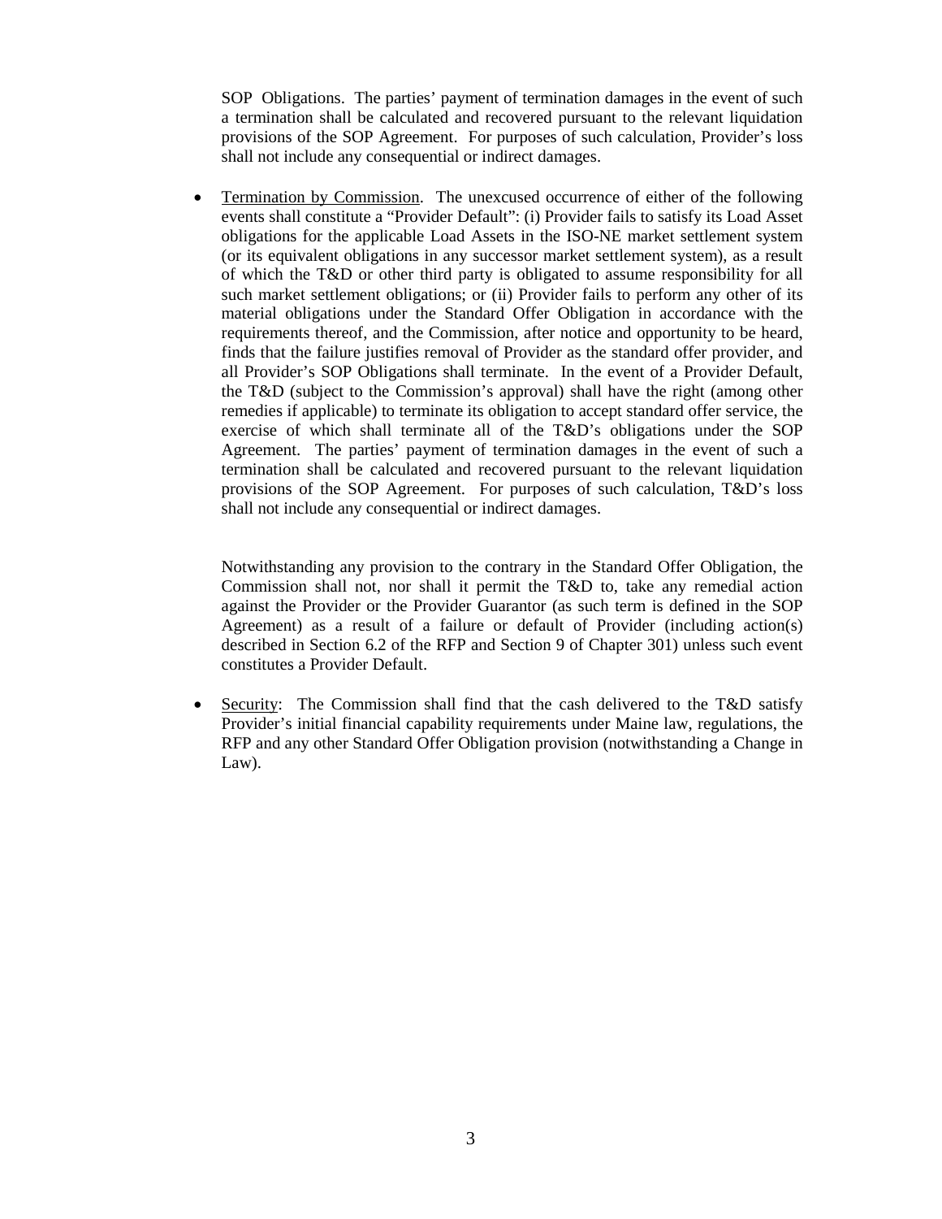SOP Obligations. The parties' payment of termination damages in the event of such a termination shall be calculated and recovered pursuant to the relevant liquidation provisions of the SOP Agreement. For purposes of such calculation, Provider's loss shall not include any consequential or indirect damages.

- Termination by Commission. The unexcused occurrence of either of the following events shall constitute a "Provider Default": (i) Provider fails to satisfy its Load Asset obligations for the applicable Load Assets in the ISO-NE market settlement system (or its equivalent obligations in any successor market settlement system), as a result of which the T&D or other third party is obligated to assume responsibility for all such market settlement obligations; or (ii) Provider fails to perform any other of its material obligations under the Standard Offer Obligation in accordance with the requirements thereof, and the Commission, after notice and opportunity to be heard, finds that the failure justifies removal of Provider as the standard offer provider, and all Provider's SOP Obligations shall terminate. In the event of a Provider Default, the T&D (subject to the Commission's approval) shall have the right (among other remedies if applicable) to terminate its obligation to accept standard offer service, the exercise of which shall terminate all of the T&D's obligations under the SOP Agreement. The parties' payment of termination damages in the event of such a termination shall be calculated and recovered pursuant to the relevant liquidation provisions of the SOP Agreement. For purposes of such calculation, T&D's loss shall not include any consequential or indirect damages.

  Notwithstanding any provision to the contrary in the Standard Offer Obligation, the Commission shall not, nor shall it permit the T&D to, take any remedial action against the Provider or the Provider Guarantor (as such term is defined in the SOP Agreement) as a result of a failure or default of Provider (including action(s) described in Section 6.2 of the RFP and Section 9 of Chapter 301) unless such event constitutes a Provider Default.

- Security: The Commission shall find that the cash delivered to the T&D satisfy Provider's initial financial capability requirements under Maine law, regulations, the RFP and any other Standard Offer Obligation provision (notwithstanding a Change in Law).